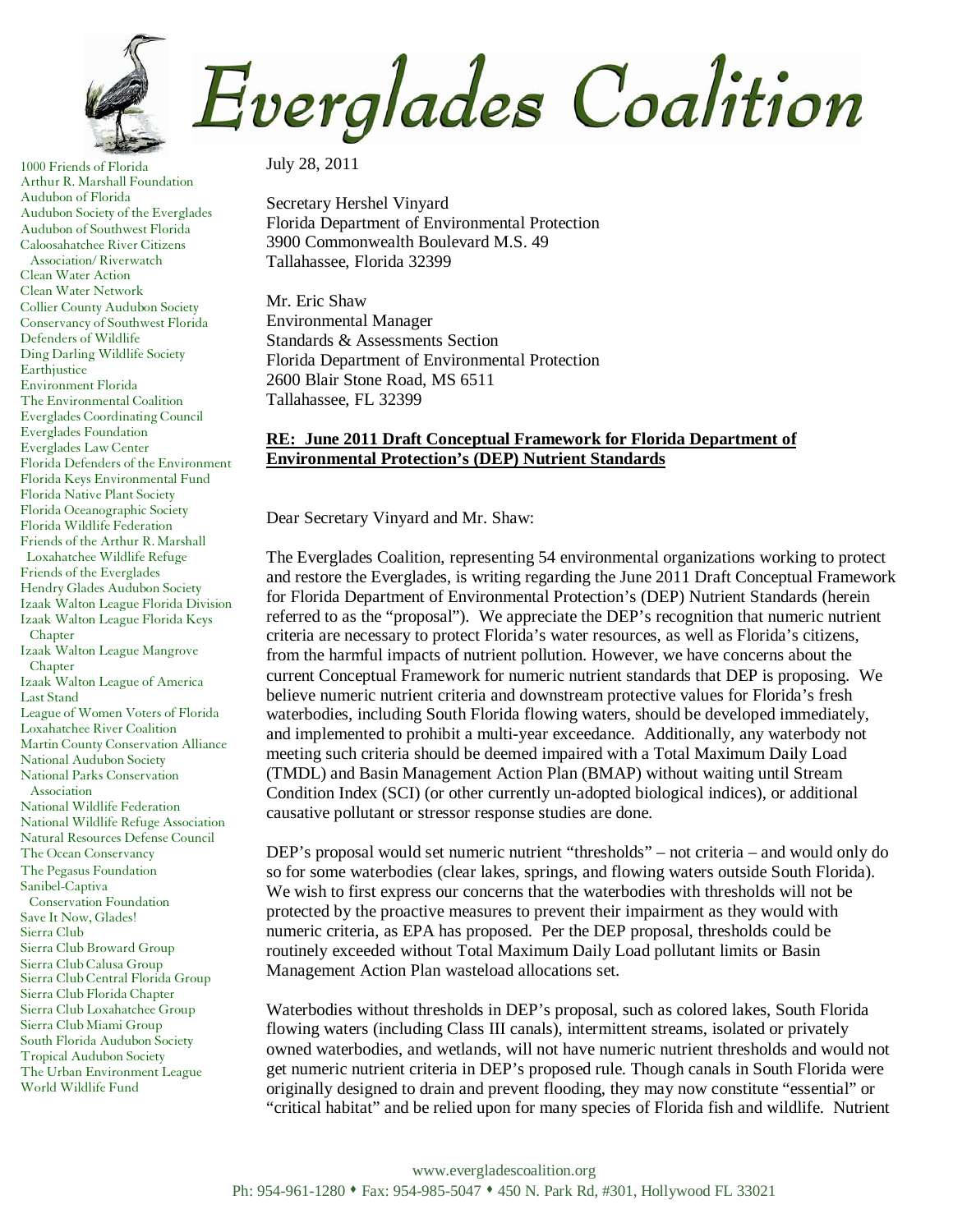# Everglades Coalition

1000 Friends of Florida
Arthur R. Marshall Foundation
Audubon of Florida
Audubon Society of the Everglades
Audubon of Southwest Florida
Caloosahatchee River Citizens Association/ Riverwatch
Clean Water Action
Clean Water Network
Collier County Audubon Society
Conservancy of Southwest Florida
Defenders of Wildlife
Ding Darling Wildlife Society
Earthjustice
Environment Florida
The Environmental Coalition
Everglades Coordinating Council
Everglades Foundation
Everglades Law Center
Florida Defenders of the Environment
Florida Keys Environmental Fund
Florida Native Plant Society
Florida Oceanographic Society
Florida Wildlife Federation
Friends of the Arthur R. Marshall Loxahatchee Wildlife Refuge
Friends of the Everglades
Hendry Glades Audubon Society
Izaak Walton League Florida Division
Izaak Walton League Florida Keys Chapter
Izaak Walton League Mangrove Chapter
Izaak Walton League of America
Last Stand
League of Women Voters of Florida
Loxahatchee River Coalition
Martin County Conservation Alliance
National Audubon Society
National Parks Conservation Association
National Wildlife Federation
National Wildlife Refuge Association
Natural Resources Defense Council
The Ocean Conservancy
The Pegasus Foundation
Sanibel-Captiva Conservation Foundation
Save It Now, Glades!
Sierra Club
Sierra Club Broward Group
Sierra Club Calusa Group
Sierra Club Central Florida Group
Sierra Club Florida Chapter
Sierra Club Loxahatchee Group
Sierra Club Miami Group
South Florida Audubon Society
Tropical Audubon Society
The Urban Environment League
World Wildlife Fund

July 28, 2011

Secretary Hershel Vinyard
Florida Department of Environmental Protection
3900 Commonwealth Boulevard M.S. 49
Tallahassee, Florida 32399

Mr. Eric Shaw
Environmental Manager
Standards & Assessments Section
Florida Department of Environmental Protection
2600 Blair Stone Road, MS 6511
Tallahassee, FL 32399

**RE: June 2011 Draft Conceptual Framework for Florida Department of Environmental Protection's (DEP) Nutrient Standards**

Dear Secretary Vinyard and Mr. Shaw:

The Everglades Coalition, representing 54 environmental organizations working to protect and restore the Everglades, is writing regarding the June 2011 Draft Conceptual Framework for Florida Department of Environmental Protection's (DEP) Nutrient Standards (herein referred to as the "proposal"). We appreciate the DEP's recognition that numeric nutrient criteria are necessary to protect Florida's water resources, as well as Florida's citizens, from the harmful impacts of nutrient pollution. However, we have concerns about the current Conceptual Framework for numeric nutrient standards that DEP is proposing. We believe numeric nutrient criteria and downstream protective values for Florida's fresh waterbodies, including South Florida flowing waters, should be developed immediately, and implemented to prohibit a multi-year exceedance. Additionally, any waterbody not meeting such criteria should be deemed impaired with a Total Maximum Daily Load (TMDL) and Basin Management Action Plan (BMAP) without waiting until Stream Condition Index (SCI) (or other currently un-adopted biological indices), or additional causative pollutant or stressor response studies are done.

DEP's proposal would set numeric nutrient "thresholds" – not criteria – and would only do so for some waterbodies (clear lakes, springs, and flowing waters outside South Florida). We wish to first express our concerns that the waterbodies with thresholds will not be protected by the proactive measures to prevent their impairment as they would with numeric criteria, as EPA has proposed. Per the DEP proposal, thresholds could be routinely exceeded without Total Maximum Daily Load pollutant limits or Basin Management Action Plan wasteload allocations set.

Waterbodies without thresholds in DEP's proposal, such as colored lakes, South Florida flowing waters (including Class III canals), intermittent streams, isolated or privately owned waterbodies, and wetlands, will not have numeric nutrient thresholds and would not get numeric nutrient criteria in DEP's proposed rule. Though canals in South Florida were originally designed to drain and prevent flooding, they may now constitute "essential" or "critical habitat" and be relied upon for many species of Florida fish and wildlife. Nutrient

www.evergladescoalition.org
Ph: 954-961-1280 ♦ Fax: 954-985-5047 ♦ 450 N. Park Rd, #301, Hollywood FL 33021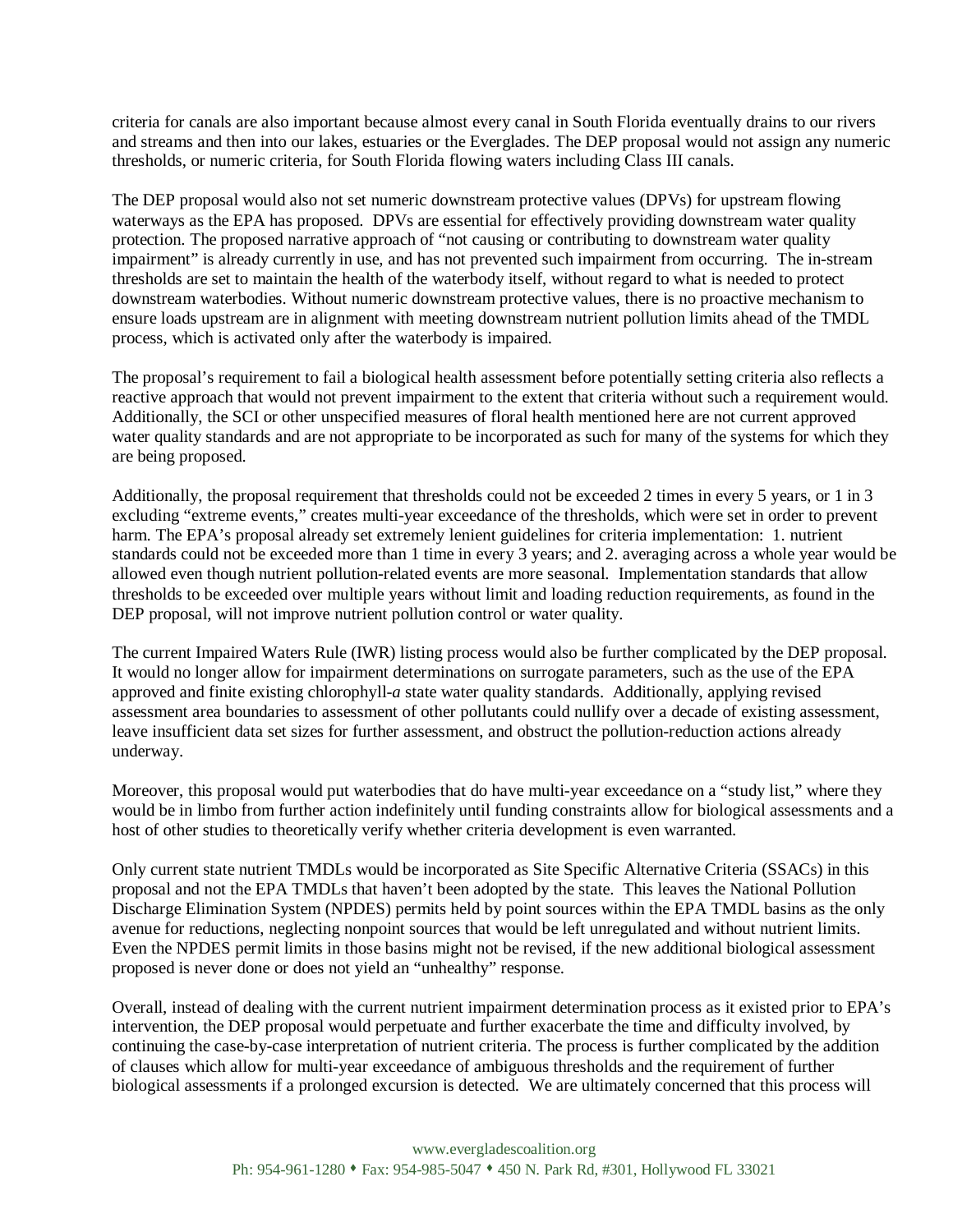criteria for canals are also important because almost every canal in South Florida eventually drains to our rivers and streams and then into our lakes, estuaries or the Everglades. The DEP proposal would not assign any numeric thresholds, or numeric criteria, for South Florida flowing waters including Class III canals.

The DEP proposal would also not set numeric downstream protective values (DPVs) for upstream flowing waterways as the EPA has proposed. DPVs are essential for effectively providing downstream water quality protection. The proposed narrative approach of "not causing or contributing to downstream water quality impairment" is already currently in use, and has not prevented such impairment from occurring. The in-stream thresholds are set to maintain the health of the waterbody itself, without regard to what is needed to protect downstream waterbodies. Without numeric downstream protective values, there is no proactive mechanism to ensure loads upstream are in alignment with meeting downstream nutrient pollution limits ahead of the TMDL process, which is activated only after the waterbody is impaired.

The proposal's requirement to fail a biological health assessment before potentially setting criteria also reflects a reactive approach that would not prevent impairment to the extent that criteria without such a requirement would. Additionally, the SCI or other unspecified measures of floral health mentioned here are not current approved water quality standards and are not appropriate to be incorporated as such for many of the systems for which they are being proposed.

Additionally, the proposal requirement that thresholds could not be exceeded 2 times in every 5 years, or 1 in 3 excluding "extreme events," creates multi-year exceedance of the thresholds, which were set in order to prevent harm. The EPA's proposal already set extremely lenient guidelines for criteria implementation: 1. nutrient standards could not be exceeded more than 1 time in every 3 years; and 2. averaging across a whole year would be allowed even though nutrient pollution-related events are more seasonal. Implementation standards that allow thresholds to be exceeded over multiple years without limit and loading reduction requirements, as found in the DEP proposal, will not improve nutrient pollution control or water quality.

The current Impaired Waters Rule (IWR) listing process would also be further complicated by the DEP proposal. It would no longer allow for impairment determinations on surrogate parameters, such as the use of the EPA approved and finite existing chlorophyll-*a* state water quality standards. Additionally, applying revised assessment area boundaries to assessment of other pollutants could nullify over a decade of existing assessment, leave insufficient data set sizes for further assessment, and obstruct the pollution-reduction actions already underway.

Moreover, this proposal would put waterbodies that do have multi-year exceedance on a "study list," where they would be in limbo from further action indefinitely until funding constraints allow for biological assessments and a host of other studies to theoretically verify whether criteria development is even warranted.

Only current state nutrient TMDLs would be incorporated as Site Specific Alternative Criteria (SSACs) in this proposal and not the EPA TMDLs that haven't been adopted by the state. This leaves the National Pollution Discharge Elimination System (NPDES) permits held by point sources within the EPA TMDL basins as the only avenue for reductions, neglecting nonpoint sources that would be left unregulated and without nutrient limits. Even the NPDES permit limits in those basins might not be revised, if the new additional biological assessment proposed is never done or does not yield an "unhealthy" response.

Overall, instead of dealing with the current nutrient impairment determination process as it existed prior to EPA's intervention, the DEP proposal would perpetuate and further exacerbate the time and difficulty involved, by continuing the case-by-case interpretation of nutrient criteria. The process is further complicated by the addition of clauses which allow for multi-year exceedance of ambiguous thresholds and the requirement of further biological assessments if a prolonged excursion is detected. We are ultimately concerned that this process will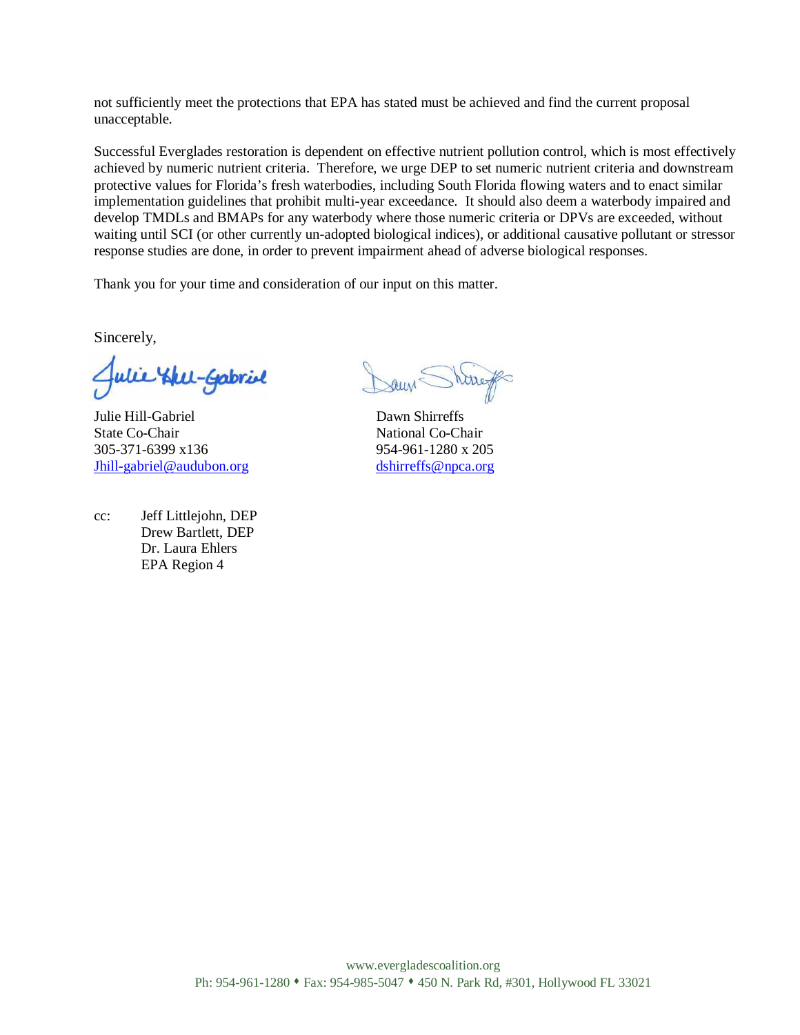not sufficiently meet the protections that EPA has stated must be achieved and find the current proposal unacceptable.

Successful Everglades restoration is dependent on effective nutrient pollution control, which is most effectively achieved by numeric nutrient criteria. Therefore, we urge DEP to set numeric nutrient criteria and downstream protective values for Florida's fresh waterbodies, including South Florida flowing waters and to enact similar implementation guidelines that prohibit multi-year exceedance. It should also deem a waterbody impaired and develop TMDLs and BMAPs for any waterbody where those numeric criteria or DPVs are exceeded, without waiting until SCI (or other currently un-adopted biological indices), or additional causative pollutant or stressor response studies are done, in order to prevent impairment ahead of adverse biological responses.

Thank you for your time and consideration of our input on this matter.

Sincerely,

Julie Hill-Gabriel
State Co-Chair
305-371-6399 x136
Jhill-gabriel@audubon.org

Dawn Shirreffs
National Co-Chair
954-961-1280 x 205
dshirreffs@npca.org

cc: Jeff Littlejohn, DEP
Drew Bartlett, DEP
Dr. Laura Ehlers
EPA Region 4

www.evergladescoalition.org
Ph: 954-961-1280 ♦ Fax: 954-985-5047 ♦ 450 N. Park Rd, #301, Hollywood FL 33021